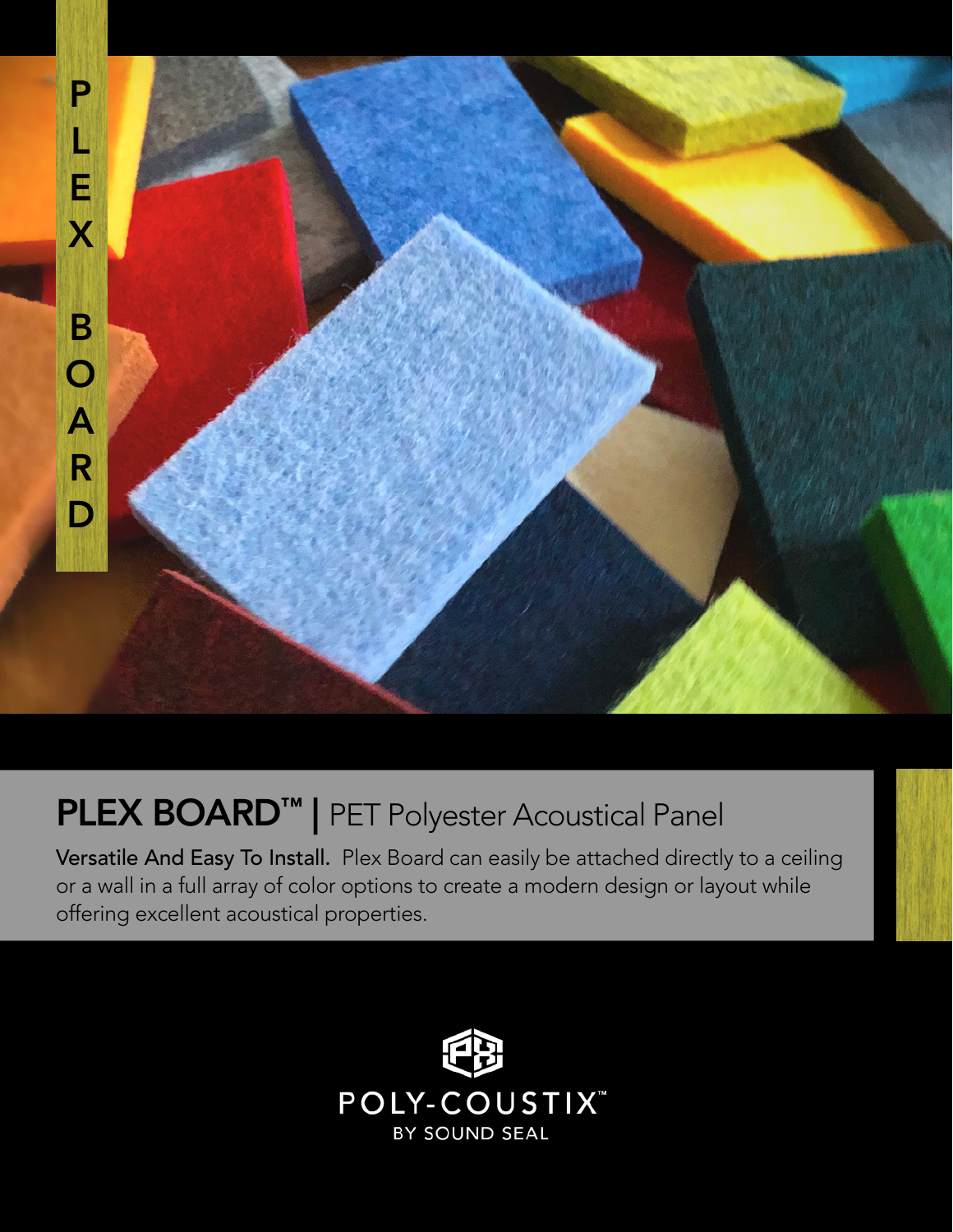PLEX BOARD

# PLEX BOARD™ | PET Polyester Acoustical Panel

**Versatile And Easy To Install.** Plex Board can easily be attached directly to a ceiling or a wall in a full array of color options to create a modern design or layout while offering excellent acoustical properties.

POLY-COUSTIX™

BY SOUND SEAL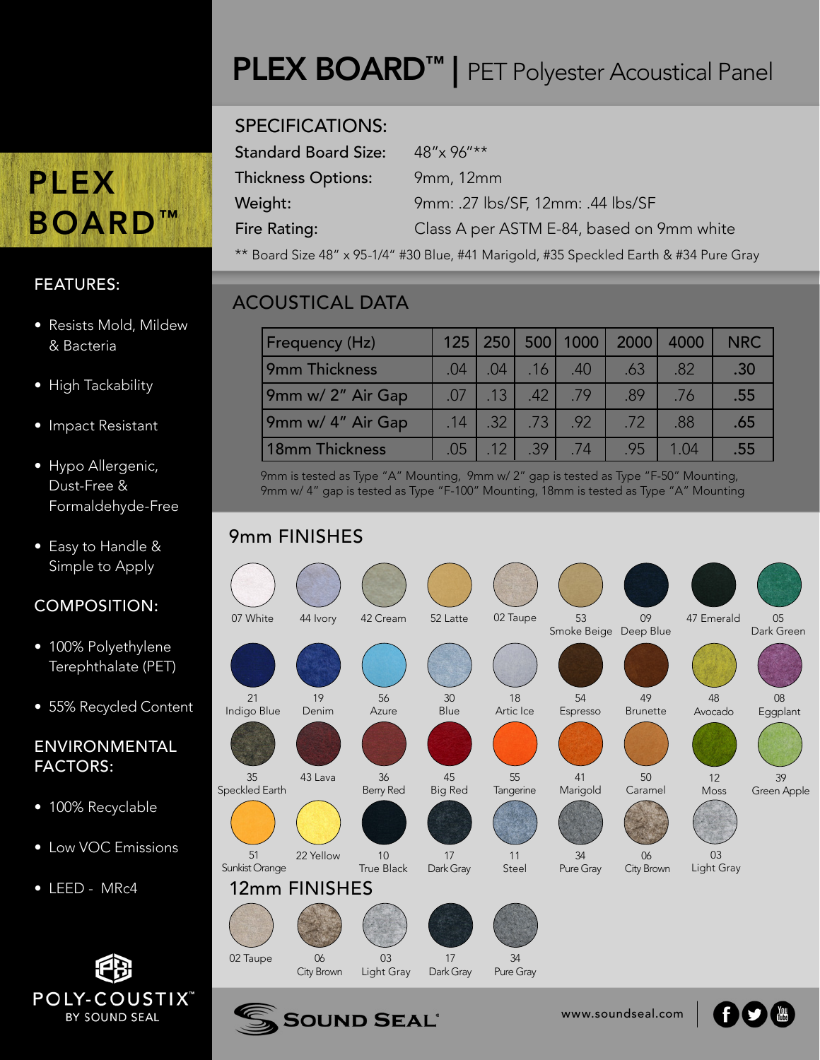# PLEX BOARD™ | PET Polyester Acoustical Panel

PLEX BOARD™

## FEATURES:

- Resists Mold, Mildew & Bacteria
- High Tackability
- Impact Resistant
- Hypo Allergenic, Dust-Free & Formaldehyde-Free
- Easy to Handle & Simple to Apply

## COMPOSITION:

- 100% Polyethylene Terephthalate (PET)
- 55% Recycled Content

## ENVIRONMENTAL FACTORS:

- 100% Recyclable
- Low VOC Emissions
- LEED - MRc4

POLY-COUSTIX™ BY SOUND SEAL

## SPECIFICATIONS:

| | |
|---|---|
| Standard Board Size: | 48"x 96"** |
| Thickness Options: | 9mm, 12mm |
| Weight: | 9mm: .27 lbs/SF, 12mm: .44 lbs/SF |
| Fire Rating: | Class A per ASTM E-84, based on 9mm white |

** Board Size 48" x 95-1/4" #30 Blue, #41 Marigold, #35 Speckled Earth & #34 Pure Gray

## ACOUSTICAL DATA

| Frequency (Hz) | 125 | 250 | 500 | 1000 | 2000 | 4000 | NRC |
|---|---|---|---|---|---|---|---|
| 9mm Thickness | .04 | .04 | .16 | .40 | .63 | .82 | **.30** |
| 9mm w/ 2" Air Gap | .07 | .13 | .42 | .79 | .89 | .76 | **.55** |
| 9mm w/ 4" Air Gap | .14 | .32 | .73 | .92 | .72 | .88 | **.65** |
| 18mm Thickness | .05 | .12 | .39 | .74 | .95 | 1.04 | **.55** |

9mm is tested as Type "A" Mounting, 9mm w/ 2" gap is tested as Type "F-50" Mounting, 9mm w/ 4" gap is tested as Type "F-100" Mounting, 18mm is tested as Type "A" Mounting

## 9mm FINISHES

07 White, 44 Ivory, 42 Cream, 52 Latte, 02 Taupe, 53 Smoke Beige, 09 Deep Blue, 47 Emerald, 05 Dark Green

21 Indigo Blue, 19 Denim, 56 Azure, 30 Blue, 18 Artic Ice, 54 Espresso, 49 Brunette, 48 Avocado, 08 Eggplant

35 Speckled Earth, 43 Lava, 36 Berry Red, 45 Big Red, 55 Tangerine, 41 Marigold, 50 Caramel, 12 Moss, 39 Green Apple

51 Sunkist Orange, 22 Yellow, 10 True Black, 17 Dark Gray, 11 Steel, 34 Pure Gray, 06 City Brown, 03 Light Gray

## 12mm FINISHES

02 Taupe, 06 City Brown, 03 Light Gray, 17 Dark Gray, 34 Pure Gray

SOUND SEAL®

www.soundseal.com